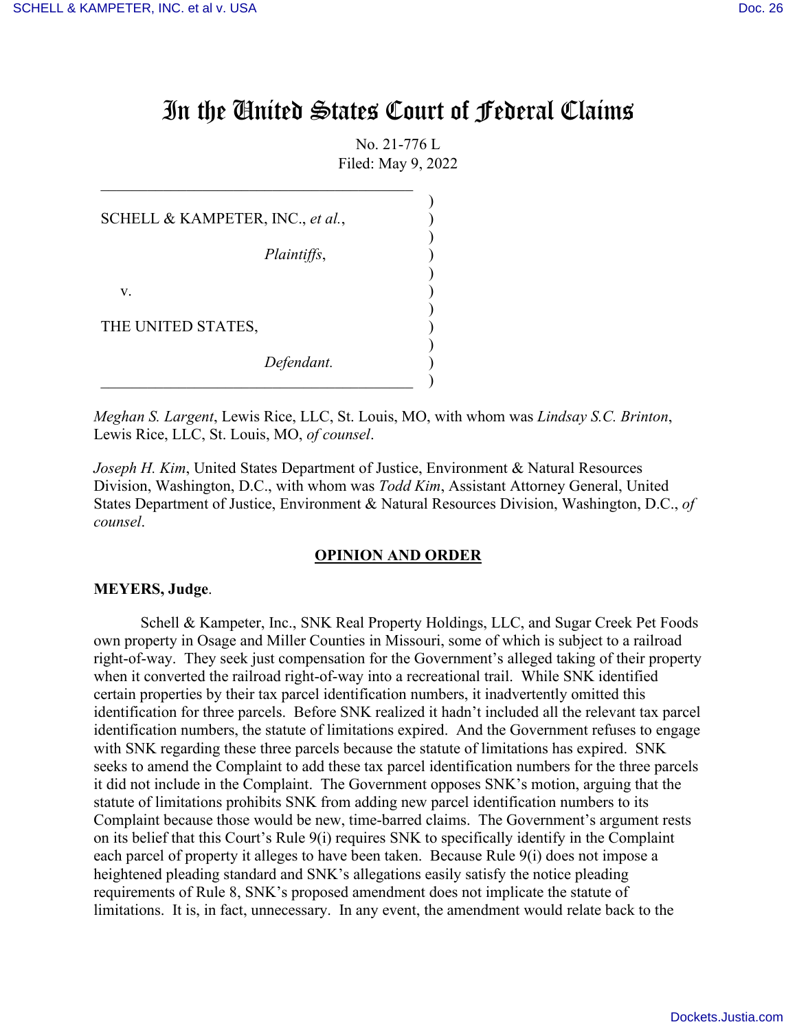# In the United States Court of Federal Claims

No. 21-776 L
Filed: May 9, 2022

SCHELL & KAMPETER, INC., *et al.*,

*Plaintiffs*,

v.

THE UNITED STATES,

*Defendant.*

*Meghan S. Largent*, Lewis Rice, LLC, St. Louis, MO, with whom was *Lindsay S.C. Brinton*, Lewis Rice, LLC, St. Louis, MO, *of counsel*.

*Joseph H. Kim*, United States Department of Justice, Environment & Natural Resources Division, Washington, D.C., with whom was *Todd Kim*, Assistant Attorney General, United States Department of Justice, Environment & Natural Resources Division, Washington, D.C., *of counsel*.

**OPINION AND ORDER**

**MEYERS, Judge**.

Schell & Kampeter, Inc., SNK Real Property Holdings, LLC, and Sugar Creek Pet Foods own property in Osage and Miller Counties in Missouri, some of which is subject to a railroad right-of-way. They seek just compensation for the Government's alleged taking of their property when it converted the railroad right-of-way into a recreational trail. While SNK identified certain properties by their tax parcel identification numbers, it inadvertently omitted this identification for three parcels. Before SNK realized it hadn't included all the relevant tax parcel identification numbers, the statute of limitations expired. And the Government refuses to engage with SNK regarding these three parcels because the statute of limitations has expired. SNK seeks to amend the Complaint to add these tax parcel identification numbers for the three parcels it did not include in the Complaint. The Government opposes SNK's motion, arguing that the statute of limitations prohibits SNK from adding new parcel identification numbers to its Complaint because those would be new, time-barred claims. The Government's argument rests on its belief that this Court's Rule 9(i) requires SNK to specifically identify in the Complaint each parcel of property it alleges to have been taken. Because Rule 9(i) does not impose a heightened pleading standard and SNK's allegations easily satisfy the notice pleading requirements of Rule 8, SNK's proposed amendment does not implicate the statute of limitations. It is, in fact, unnecessary. In any event, the amendment would relate back to the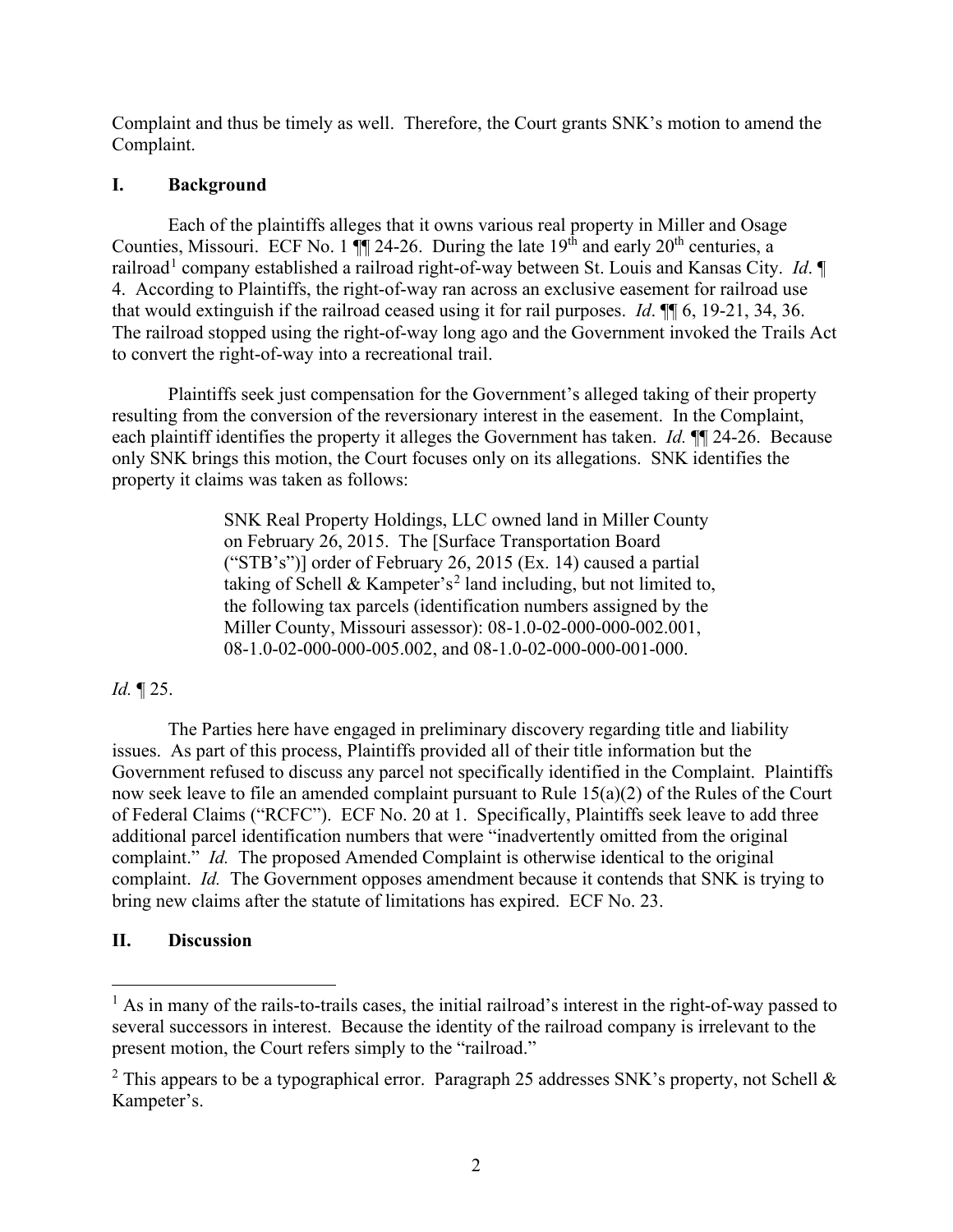Complaint and thus be timely as well. Therefore, the Court grants SNK's motion to amend the Complaint.

## I. Background

Each of the plaintiffs alleges that it owns various real property in Miller and Osage Counties, Missouri. ECF No. 1 ¶¶ 24-26. During the late 19th and early 20th centuries, a railroad[1] company established a railroad right-of-way between St. Louis and Kansas City. *Id*. ¶ 4. According to Plaintiffs, the right-of-way ran across an exclusive easement for railroad use that would extinguish if the railroad ceased using it for rail purposes. *Id*. ¶¶ 6, 19-21, 34, 36. The railroad stopped using the right-of-way long ago and the Government invoked the Trails Act to convert the right-of-way into a recreational trail.

Plaintiffs seek just compensation for the Government's alleged taking of their property resulting from the conversion of the reversionary interest in the easement. In the Complaint, each plaintiff identifies the property it alleges the Government has taken. *Id.* ¶¶ 24-26. Because only SNK brings this motion, the Court focuses only on its allegations. SNK identifies the property it claims was taken as follows:

> SNK Real Property Holdings, LLC owned land in Miller County on February 26, 2015. The [Surface Transportation Board ("STB's")] order of February 26, 2015 (Ex. 14) caused a partial taking of Schell & Kampeter's[2] land including, but not limited to, the following tax parcels (identification numbers assigned by the Miller County, Missouri assessor): 08-1.0-02-000-000-002.001, 08-1.0-02-000-000-005.002, and 08-1.0-02-000-000-001-000.

*Id.* ¶ 25.

The Parties here have engaged in preliminary discovery regarding title and liability issues. As part of this process, Plaintiffs provided all of their title information but the Government refused to discuss any parcel not specifically identified in the Complaint. Plaintiffs now seek leave to file an amended complaint pursuant to Rule 15(a)(2) of the Rules of the Court of Federal Claims ("RCFC"). ECF No. 20 at 1. Specifically, Plaintiffs seek leave to add three additional parcel identification numbers that were "inadvertently omitted from the original complaint." *Id.* The proposed Amended Complaint is otherwise identical to the original complaint. *Id.* The Government opposes amendment because it contends that SNK is trying to bring new claims after the statute of limitations has expired. ECF No. 23.

## II. Discussion

---

[1] As in many of the rails-to-trails cases, the initial railroad's interest in the right-of-way passed to several successors in interest. Because the identity of the railroad company is irrelevant to the present motion, the Court refers simply to the "railroad."

[2] This appears to be a typographical error. Paragraph 25 addresses SNK's property, not Schell & Kampeter's.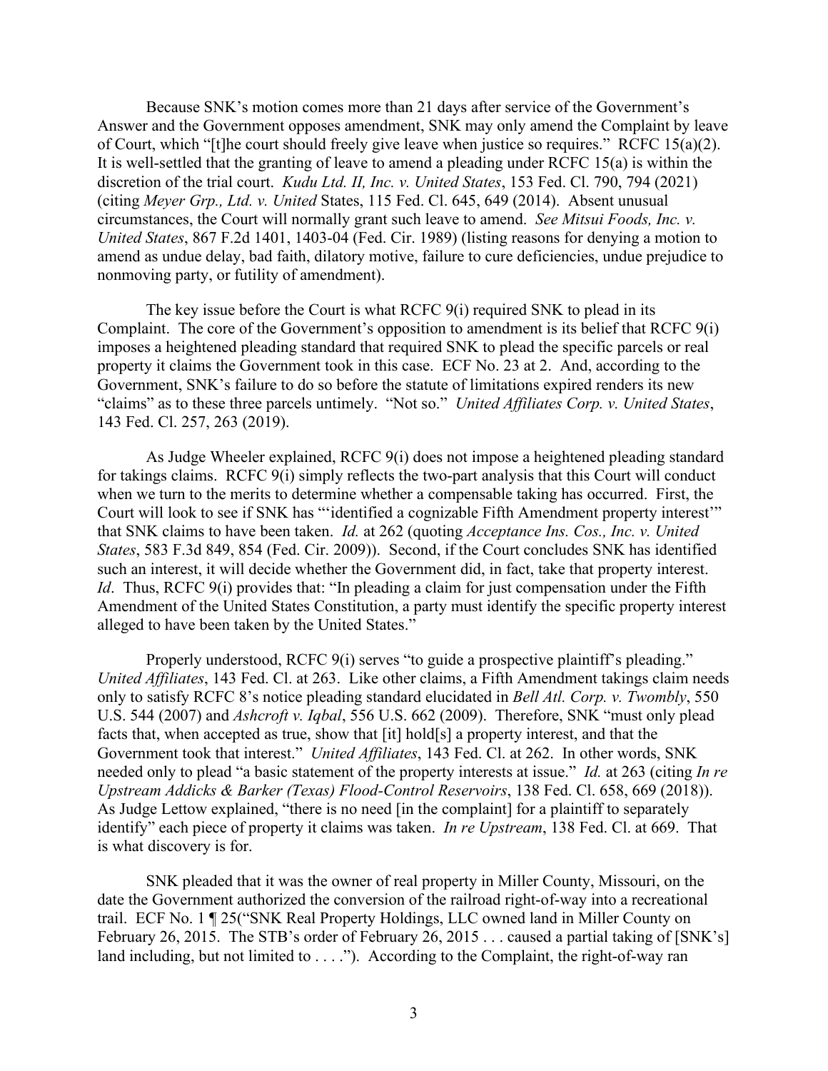Because SNK's motion comes more than 21 days after service of the Government's Answer and the Government opposes amendment, SNK may only amend the Complaint by leave of Court, which "[t]he court should freely give leave when justice so requires." RCFC 15(a)(2). It is well-settled that the granting of leave to amend a pleading under RCFC 15(a) is within the discretion of the trial court. *Kudu Ltd. II, Inc. v. United States*, 153 Fed. Cl. 790, 794 (2021) (citing *Meyer Grp., Ltd. v. United* States, 115 Fed. Cl. 645, 649 (2014). Absent unusual circumstances, the Court will normally grant such leave to amend. *See Mitsui Foods, Inc. v. United States*, 867 F.2d 1401, 1403-04 (Fed. Cir. 1989) (listing reasons for denying a motion to amend as undue delay, bad faith, dilatory motive, failure to cure deficiencies, undue prejudice to nonmoving party, or futility of amendment).

The key issue before the Court is what RCFC 9(i) required SNK to plead in its Complaint. The core of the Government's opposition to amendment is its belief that RCFC 9(i) imposes a heightened pleading standard that required SNK to plead the specific parcels or real property it claims the Government took in this case. ECF No. 23 at 2. And, according to the Government, SNK's failure to do so before the statute of limitations expired renders its new "claims" as to these three parcels untimely. "Not so." *United Affiliates Corp. v. United States*, 143 Fed. Cl. 257, 263 (2019).

As Judge Wheeler explained, RCFC 9(i) does not impose a heightened pleading standard for takings claims. RCFC 9(i) simply reflects the two-part analysis that this Court will conduct when we turn to the merits to determine whether a compensable taking has occurred. First, the Court will look to see if SNK has "'identified a cognizable Fifth Amendment property interest'" that SNK claims to have been taken. *Id.* at 262 (quoting *Acceptance Ins. Cos., Inc. v. United States*, 583 F.3d 849, 854 (Fed. Cir. 2009)). Second, if the Court concludes SNK has identified such an interest, it will decide whether the Government did, in fact, take that property interest. *Id*. Thus, RCFC 9(i) provides that: "In pleading a claim for just compensation under the Fifth Amendment of the United States Constitution, a party must identify the specific property interest alleged to have been taken by the United States."

Properly understood, RCFC 9(i) serves "to guide a prospective plaintiff's pleading." *United Affiliates*, 143 Fed. Cl. at 263. Like other claims, a Fifth Amendment takings claim needs only to satisfy RCFC 8's notice pleading standard elucidated in *Bell Atl. Corp. v. Twombly*, 550 U.S. 544 (2007) and *Ashcroft v. Iqbal*, 556 U.S. 662 (2009). Therefore, SNK "must only plead facts that, when accepted as true, show that [it] hold[s] a property interest, and that the Government took that interest." *United Affiliates*, 143 Fed. Cl. at 262. In other words, SNK needed only to plead "a basic statement of the property interests at issue." *Id.* at 263 (citing *In re Upstream Addicks & Barker (Texas) Flood-Control Reservoirs*, 138 Fed. Cl. 658, 669 (2018)). As Judge Lettow explained, "there is no need [in the complaint] for a plaintiff to separately identify" each piece of property it claims was taken. *In re Upstream*, 138 Fed. Cl. at 669. That is what discovery is for.

SNK pleaded that it was the owner of real property in Miller County, Missouri, on the date the Government authorized the conversion of the railroad right-of-way into a recreational trail. ECF No. 1 ¶ 25("SNK Real Property Holdings, LLC owned land in Miller County on February 26, 2015. The STB's order of February 26, 2015 . . . caused a partial taking of [SNK's] land including, but not limited to . . . ."). According to the Complaint, the right-of-way ran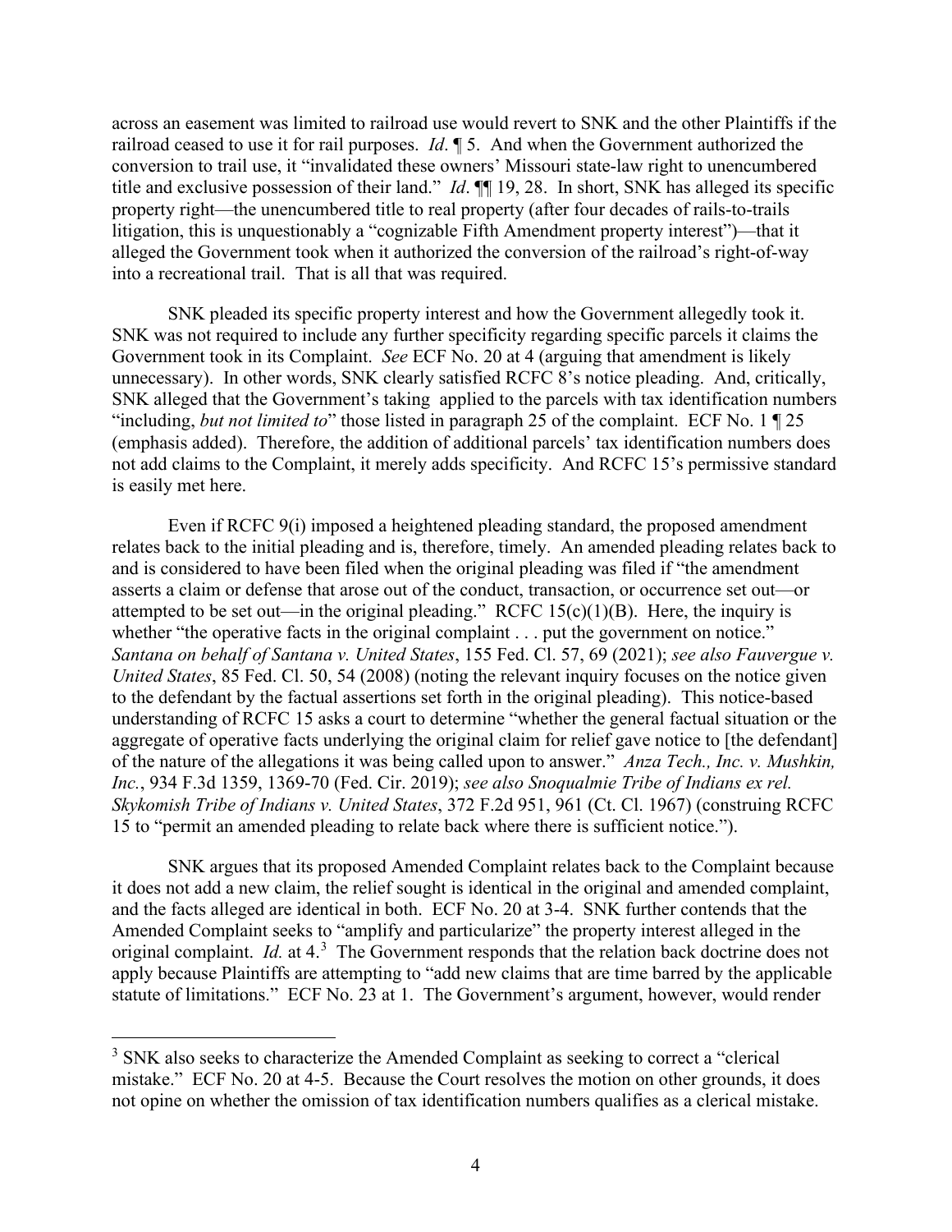across an easement was limited to railroad use would revert to SNK and the other Plaintiffs if the railroad ceased to use it for rail purposes. *Id*. ¶ 5. And when the Government authorized the conversion to trail use, it "invalidated these owners' Missouri state-law right to unencumbered title and exclusive possession of their land." *Id*. ¶¶ 19, 28. In short, SNK has alleged its specific property right—the unencumbered title to real property (after four decades of rails-to-trails litigation, this is unquestionably a "cognizable Fifth Amendment property interest")—that it alleged the Government took when it authorized the conversion of the railroad's right-of-way into a recreational trail. That is all that was required.

SNK pleaded its specific property interest and how the Government allegedly took it. SNK was not required to include any further specificity regarding specific parcels it claims the Government took in its Complaint. *See* ECF No. 20 at 4 (arguing that amendment is likely unnecessary). In other words, SNK clearly satisfied RCFC 8's notice pleading. And, critically, SNK alleged that the Government's taking applied to the parcels with tax identification numbers "including, *but not limited to*" those listed in paragraph 25 of the complaint. ECF No. 1 ¶ 25 (emphasis added). Therefore, the addition of additional parcels' tax identification numbers does not add claims to the Complaint, it merely adds specificity. And RCFC 15's permissive standard is easily met here.

Even if RCFC 9(i) imposed a heightened pleading standard, the proposed amendment relates back to the initial pleading and is, therefore, timely. An amended pleading relates back to and is considered to have been filed when the original pleading was filed if "the amendment asserts a claim or defense that arose out of the conduct, transaction, or occurrence set out—or attempted to be set out—in the original pleading." RCFC 15(c)(1)(B). Here, the inquiry is whether "the operative facts in the original complaint . . . put the government on notice." *Santana on behalf of Santana v. United States*, 155 Fed. Cl. 57, 69 (2021); *see also Fauvergue v. United States*, 85 Fed. Cl. 50, 54 (2008) (noting the relevant inquiry focuses on the notice given to the defendant by the factual assertions set forth in the original pleading). This notice-based understanding of RCFC 15 asks a court to determine "whether the general factual situation or the aggregate of operative facts underlying the original claim for relief gave notice to [the defendant] of the nature of the allegations it was being called upon to answer." *Anza Tech., Inc. v. Mushkin, Inc.*, 934 F.3d 1359, 1369-70 (Fed. Cir. 2019); *see also Snoqualmie Tribe of Indians ex rel. Skykomish Tribe of Indians v. United States*, 372 F.2d 951, 961 (Ct. Cl. 1967) (construing RCFC 15 to "permit an amended pleading to relate back where there is sufficient notice.").

SNK argues that its proposed Amended Complaint relates back to the Complaint because it does not add a new claim, the relief sought is identical in the original and amended complaint, and the facts alleged are identical in both. ECF No. 20 at 3-4. SNK further contends that the Amended Complaint seeks to "amplify and particularize" the property interest alleged in the original complaint. *Id.* at 4.[3] The Government responds that the relation back doctrine does not apply because Plaintiffs are attempting to "add new claims that are time barred by the applicable statute of limitations." ECF No. 23 at 1. The Government's argument, however, would render

[3] SNK also seeks to characterize the Amended Complaint as seeking to correct a "clerical mistake." ECF No. 20 at 4-5. Because the Court resolves the motion on other grounds, it does not opine on whether the omission of tax identification numbers qualifies as a clerical mistake.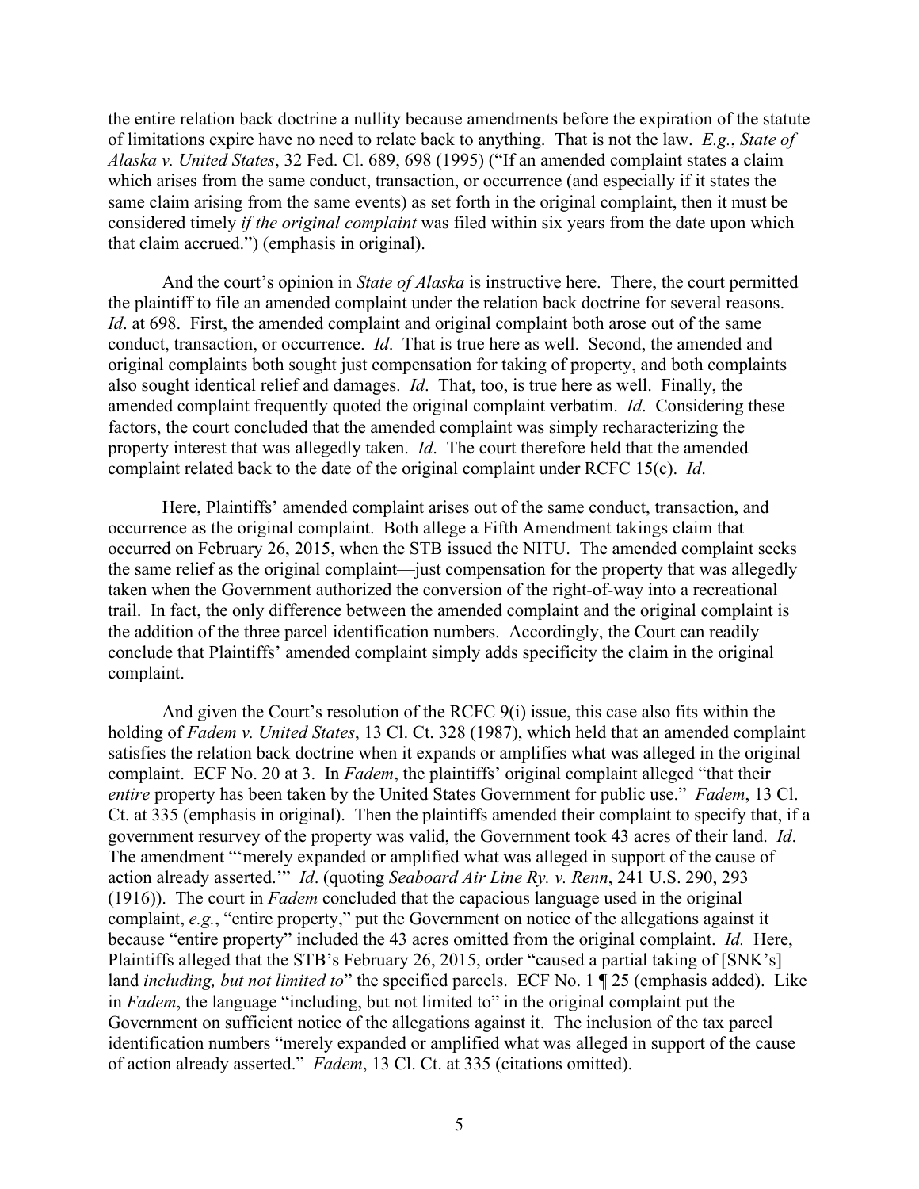the entire relation back doctrine a nullity because amendments before the expiration of the statute of limitations expire have no need to relate back to anything. That is not the law. *E.g.*, *State of Alaska v. United States*, 32 Fed. Cl. 689, 698 (1995) ("If an amended complaint states a claim which arises from the same conduct, transaction, or occurrence (and especially if it states the same claim arising from the same events) as set forth in the original complaint, then it must be considered timely *if the original complaint* was filed within six years from the date upon which that claim accrued.") (emphasis in original).

And the court's opinion in *State of Alaska* is instructive here. There, the court permitted the plaintiff to file an amended complaint under the relation back doctrine for several reasons. *Id*. at 698. First, the amended complaint and original complaint both arose out of the same conduct, transaction, or occurrence. *Id*. That is true here as well. Second, the amended and original complaints both sought just compensation for taking of property, and both complaints also sought identical relief and damages. *Id*. That, too, is true here as well. Finally, the amended complaint frequently quoted the original complaint verbatim. *Id*. Considering these factors, the court concluded that the amended complaint was simply recharacterizing the property interest that was allegedly taken. *Id*. The court therefore held that the amended complaint related back to the date of the original complaint under RCFC 15(c). *Id*.

Here, Plaintiffs' amended complaint arises out of the same conduct, transaction, and occurrence as the original complaint. Both allege a Fifth Amendment takings claim that occurred on February 26, 2015, when the STB issued the NITU. The amended complaint seeks the same relief as the original complaint—just compensation for the property that was allegedly taken when the Government authorized the conversion of the right-of-way into a recreational trail. In fact, the only difference between the amended complaint and the original complaint is the addition of the three parcel identification numbers. Accordingly, the Court can readily conclude that Plaintiffs' amended complaint simply adds specificity the claim in the original complaint.

And given the Court's resolution of the RCFC 9(i) issue, this case also fits within the holding of *Fadem v. United States*, 13 Cl. Ct. 328 (1987), which held that an amended complaint satisfies the relation back doctrine when it expands or amplifies what was alleged in the original complaint. ECF No. 20 at 3. In *Fadem*, the plaintiffs' original complaint alleged "that their *entire* property has been taken by the United States Government for public use." *Fadem*, 13 Cl. Ct. at 335 (emphasis in original). Then the plaintiffs amended their complaint to specify that, if a government resurvey of the property was valid, the Government took 43 acres of their land. *Id*. The amendment "'merely expanded or amplified what was alleged in support of the cause of action already asserted.'" *Id*. (quoting *Seaboard Air Line Ry. v. Renn*, 241 U.S. 290, 293 (1916)). The court in *Fadem* concluded that the capacious language used in the original complaint, *e.g.*, "entire property," put the Government on notice of the allegations against it because "entire property" included the 43 acres omitted from the original complaint. *Id.* Here, Plaintiffs alleged that the STB's February 26, 2015, order "caused a partial taking of [SNK's] land *including, but not limited to*" the specified parcels. ECF No. 1 ¶ 25 (emphasis added). Like in *Fadem*, the language "including, but not limited to" in the original complaint put the Government on sufficient notice of the allegations against it. The inclusion of the tax parcel identification numbers "merely expanded or amplified what was alleged in support of the cause of action already asserted." *Fadem*, 13 Cl. Ct. at 335 (citations omitted).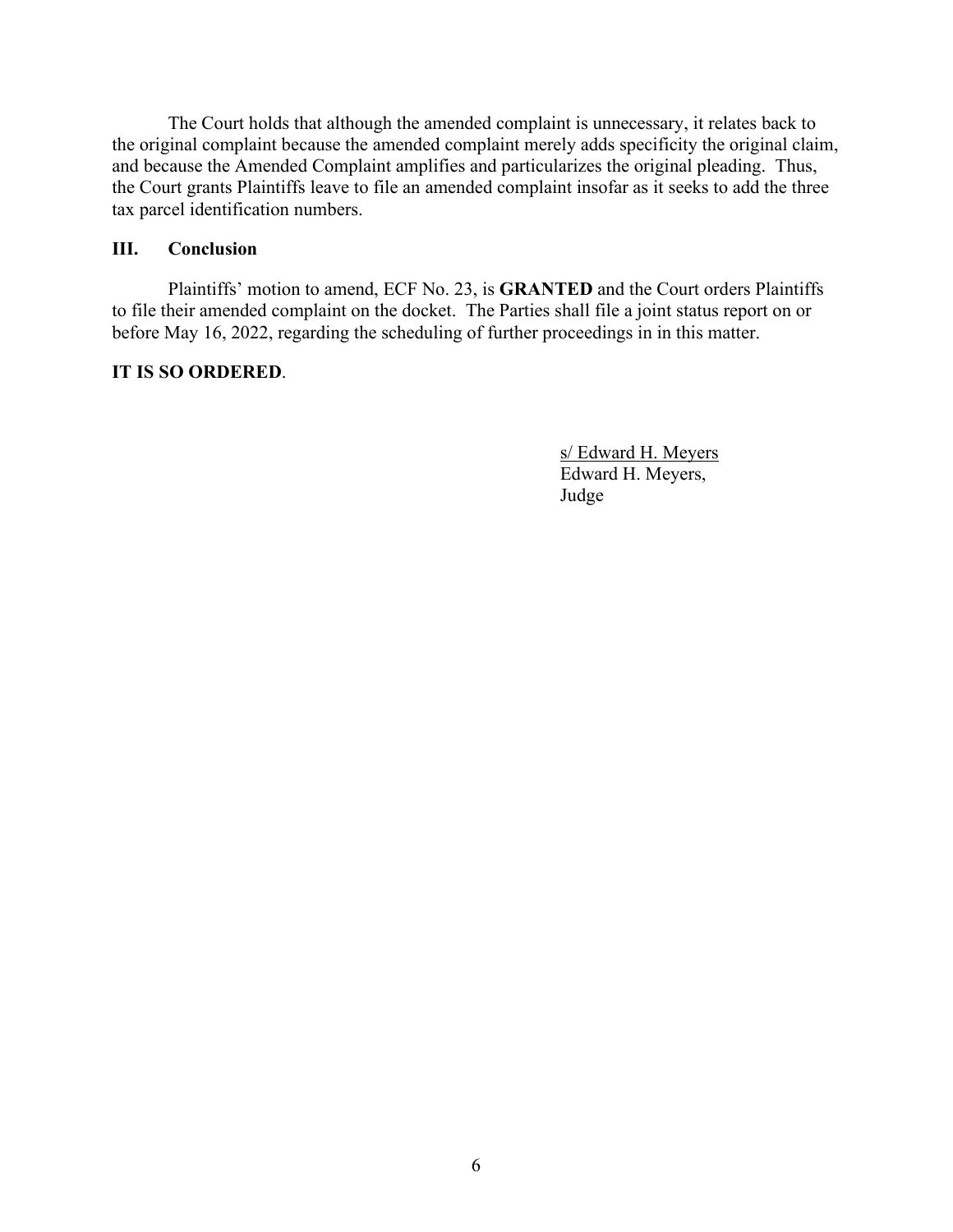The Court holds that although the amended complaint is unnecessary, it relates back to the original complaint because the amended complaint merely adds specificity the original claim, and because the Amended Complaint amplifies and particularizes the original pleading. Thus, the Court grants Plaintiffs leave to file an amended complaint insofar as it seeks to add the three tax parcel identification numbers.

## III. Conclusion

Plaintiffs' motion to amend, ECF No. 23, is **GRANTED** and the Court orders Plaintiffs to file their amended complaint on the docket. The Parties shall file a joint status report on or before May 16, 2022, regarding the scheduling of further proceedings in in this matter.

**IT IS SO ORDERED**.

s/ Edward H. Meyers
Edward H. Meyers,
Judge